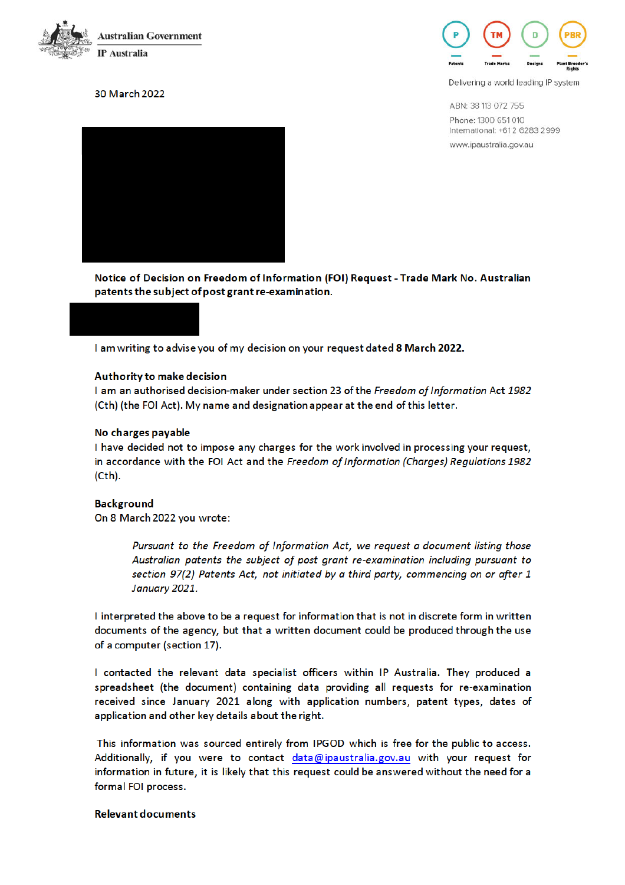Australian Government

IP Australia

Patents | Trade Marks | Designs | Plant Breeder's Rights

Delivering a world leading IP system

ABN: 38 113 072 755

Phone: 1300 651 010

International: +61 2 6283 2999

www.ipaustralia.gov.au

30 March 2022

**Notice of Decision on Freedom of Information (FOI) Request - Trade Mark No. Australian patents the subject of post grant re-examination.**

I am writing to advise you of my decision on your request dated **8 March 2022.**

**Authority to make decision**

I am an authorised decision-maker under section 23 of the *Freedom of Information* Act *1982* (Cth) (the FOI Act). My name and designation appear at the end of this letter.

**No charges payable**

I have decided not to impose any charges for the work involved in processing your request, in accordance with the FOI Act and the *Freedom of Information (Charges) Regulations 1982* (Cth).

**Background**

On 8 March 2022 you wrote:

> *Pursuant to the Freedom of Information Act, we request a document listing those Australian patents the subject of post grant re-examination including pursuant to section 97(2) Patents Act, not initiated by a third party, commencing on or after 1 January 2021.*

I interpreted the above to be a request for information that is not in discrete form in written documents of the agency, but that a written document could be produced through the use of a computer (section 17).

I contacted the relevant data specialist officers within IP Australia. They produced a spreadsheet (the document) containing data providing all requests for re-examination received since January 2021 along with application numbers, patent types, dates of application and other key details about the right.

This information was sourced entirely from IPGOD which is free for the public to access. Additionally, if you were to contact data@ipaustralia.gov.au with your request for information in future, it is likely that this request could be answered without the need for a formal FOI process.

**Relevant documents**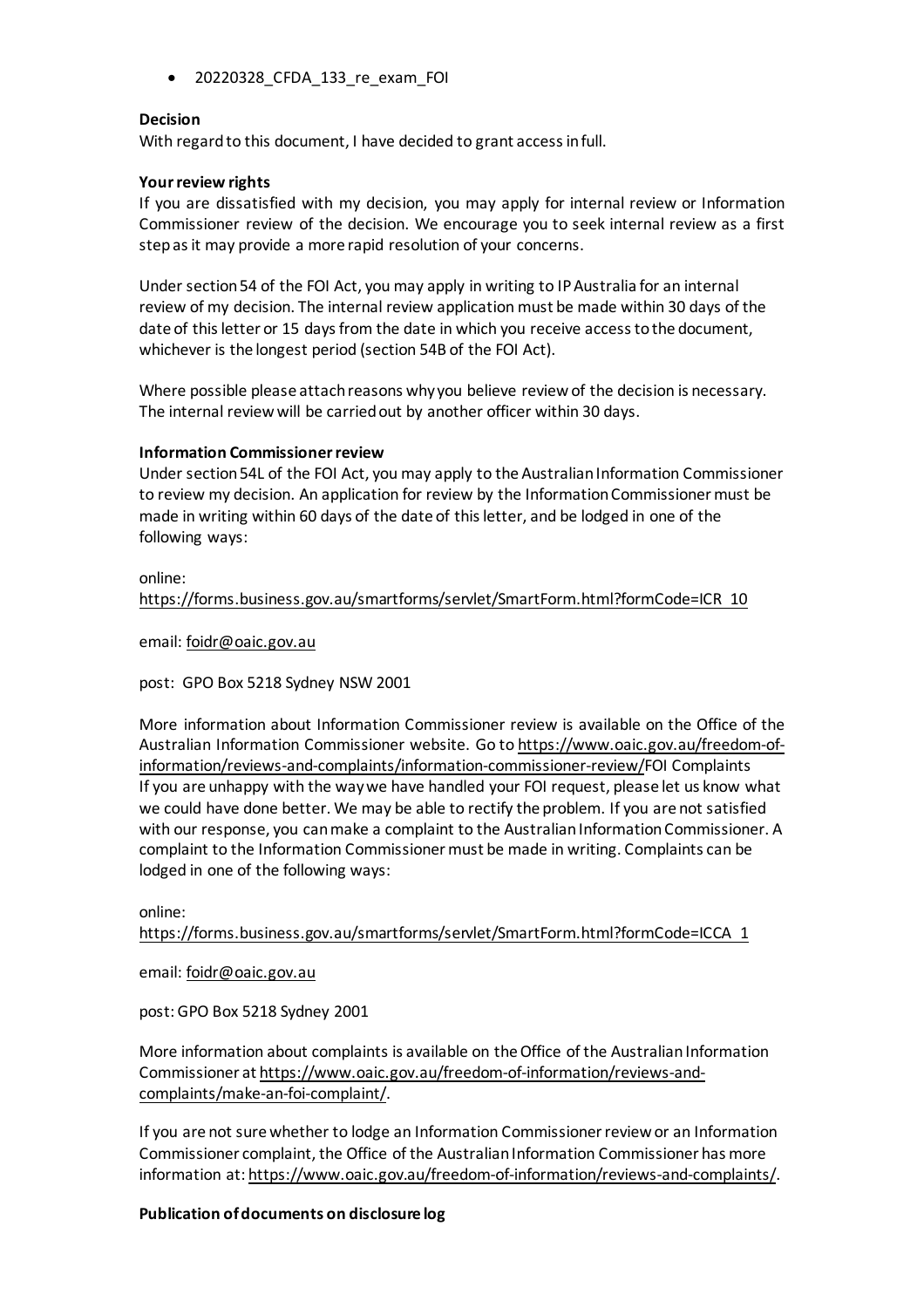- 20220328_CFDA_133_re_exam_FOI

**Decision**

With regard to this document, I have decided to grant access in full.

**Your review rights**

If you are dissatisfied with my decision, you may apply for internal review or Information Commissioner review of the decision. We encourage you to seek internal review as a first step as it may provide a more rapid resolution of your concerns.

Under section 54 of the FOI Act, you may apply in writing to IP Australia for an internal review of my decision. The internal review application must be made within 30 days of the date of this letter or 15 days from the date in which you receive access to the document, whichever is the longest period (section 54B of the FOI Act).

Where possible please attach reasons why you believe review of the decision is necessary. The internal review will be carried out by another officer within 30 days.

**Information Commissioner review**

Under section 54L of the FOI Act, you may apply to the Australian Information Commissioner to review my decision. An application for review by the Information Commissioner must be made in writing within 60 days of the date of this letter, and be lodged in one of the following ways:

online:
https://forms.business.gov.au/smartforms/servlet/SmartForm.html?formCode=ICR_10

email: foidr@oaic.gov.au

post: GPO Box 5218 Sydney NSW 2001

More information about Information Commissioner review is available on the Office of the Australian Information Commissioner website. Go to https://www.oaic.gov.au/freedom-of-information/reviews-and-complaints/information-commissioner-review/FOI Complaints
If you are unhappy with the way we have handled your FOI request, please let us know what we could have done better. We may be able to rectify the problem. If you are not satisfied with our response, you can make a complaint to the Australian Information Commissioner. A complaint to the Information Commissioner must be made in writing. Complaints can be lodged in one of the following ways:

online:
https://forms.business.gov.au/smartforms/servlet/SmartForm.html?formCode=ICCA_1

email: foidr@oaic.gov.au

post: GPO Box 5218 Sydney 2001

More information about complaints is available on the Office of the Australian Information Commissioner at https://www.oaic.gov.au/freedom-of-information/reviews-and-complaints/make-an-foi-complaint/.

If you are not sure whether to lodge an Information Commissioner review or an Information Commissioner complaint, the Office of the Australian Information Commissioner has more information at: https://www.oaic.gov.au/freedom-of-information/reviews-and-complaints/.

**Publication of documents on disclosure log**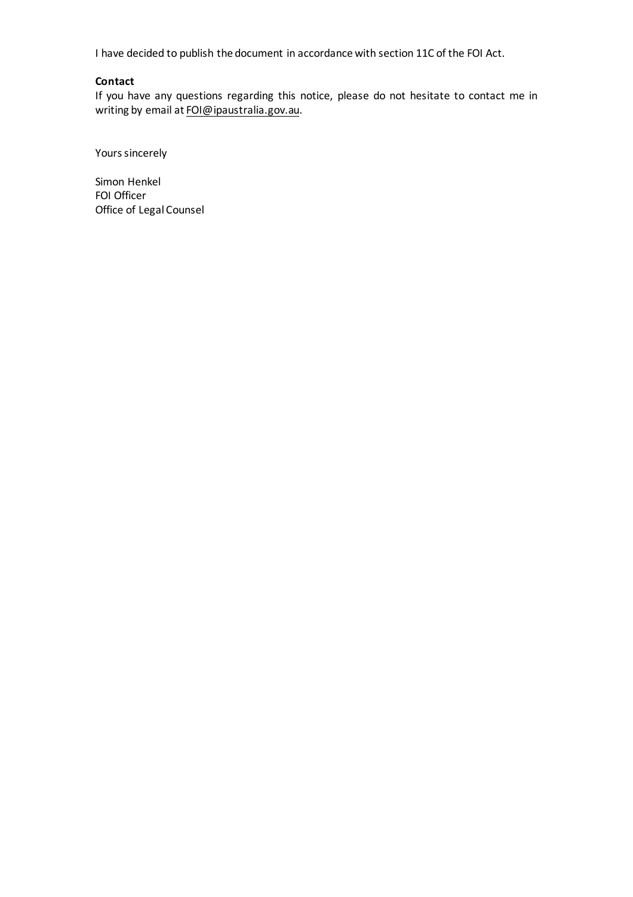I have decided to publish the document in accordance with section 11C of the FOI Act.

**Contact**

If you have any questions regarding this notice, please do not hesitate to contact me in writing by email at FOI@ipaustralia.gov.au.

Yours sincerely

Simon Henkel
FOI Officer
Office of Legal Counsel